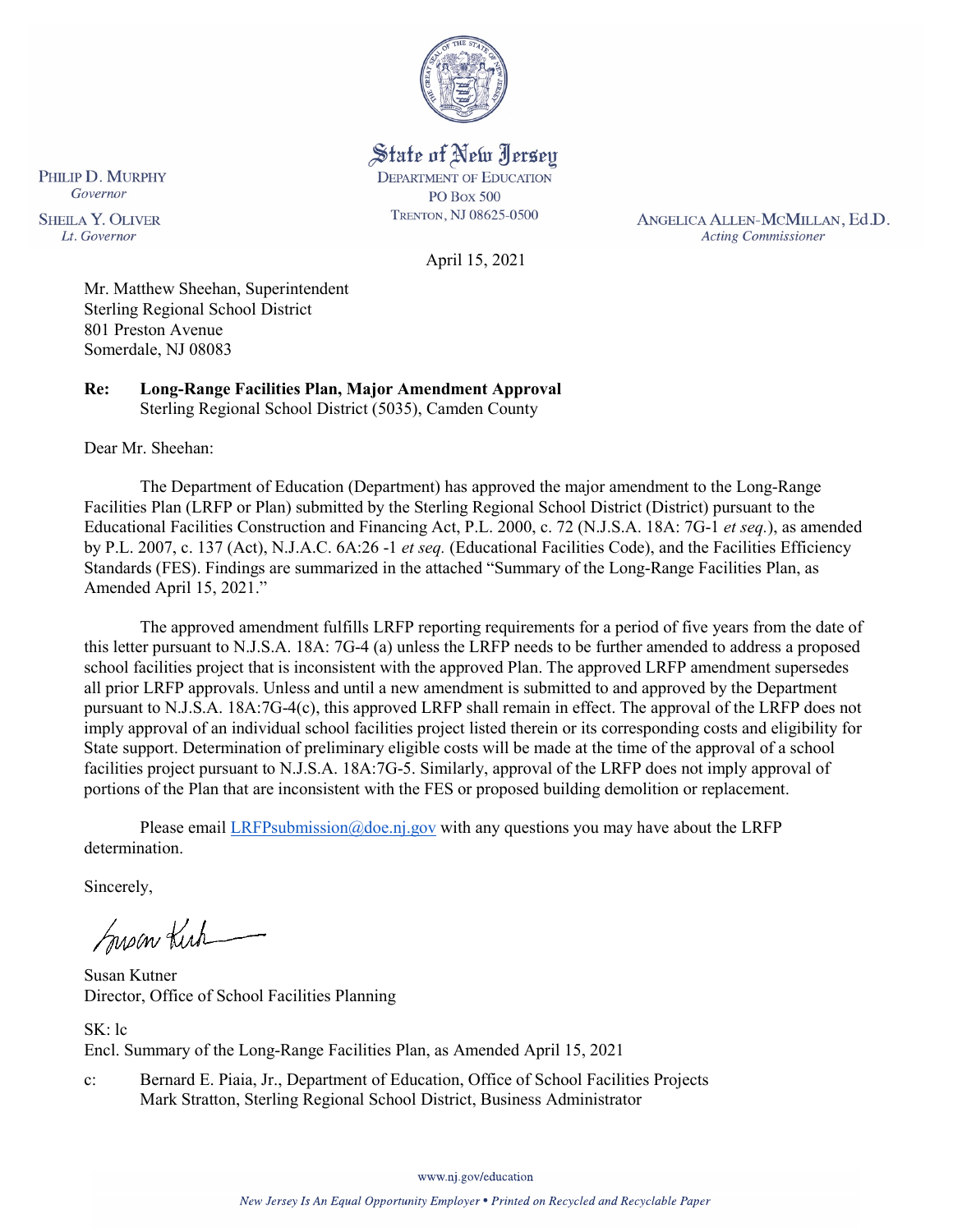State of New Jersey
DEPARTMENT OF EDUCATION
PO Box 500
TRENTON, NJ 08625-0500

PHILIP D. MURPHY
*Governor*

SHEILA Y. OLIVER
*Lt. Governor*

ANGELICA ALLEN-MCMILLAN, Ed.D.
*Acting Commissioner*

April 15, 2021

Mr. Matthew Sheehan, Superintendent
Sterling Regional School District
801 Preston Avenue
Somerdale, NJ 08083

**Re: Long-Range Facilities Plan, Major Amendment Approval**
Sterling Regional School District (5035), Camden County

Dear Mr. Sheehan:

The Department of Education (Department) has approved the major amendment to the Long-Range Facilities Plan (LRFP or Plan) submitted by the Sterling Regional School District (District) pursuant to the Educational Facilities Construction and Financing Act, P.L. 2000, c. 72 (N.J.S.A. 18A: 7G-1 *et seq.*), as amended by P.L. 2007, c. 137 (Act), N.J.A.C. 6A:26 -1 *et seq.* (Educational Facilities Code), and the Facilities Efficiency Standards (FES). Findings are summarized in the attached "Summary of the Long-Range Facilities Plan, as Amended April 15, 2021."

The approved amendment fulfills LRFP reporting requirements for a period of five years from the date of this letter pursuant to N.J.S.A. 18A: 7G-4 (a) unless the LRFP needs to be further amended to address a proposed school facilities project that is inconsistent with the approved Plan. The approved LRFP amendment supersedes all prior LRFP approvals. Unless and until a new amendment is submitted to and approved by the Department pursuant to N.J.S.A. 18A:7G-4(c), this approved LRFP shall remain in effect. The approval of the LRFP does not imply approval of an individual school facilities project listed therein or its corresponding costs and eligibility for State support. Determination of preliminary eligible costs will be made at the time of the approval of a school facilities project pursuant to N.J.S.A. 18A:7G-5. Similarly, approval of the LRFP does not imply approval of portions of the Plan that are inconsistent with the FES or proposed building demolition or replacement.

Please email LRFPsubmission@doe.nj.gov with any questions you may have about the LRFP determination.

Sincerely,

Susan Kutner
Director, Office of School Facilities Planning

SK: lc
Encl. Summary of the Long-Range Facilities Plan, as Amended April 15, 2021

c: Bernard E. Piaia, Jr., Department of Education, Office of School Facilities Projects
Mark Stratton, Sterling Regional School District, Business Administrator

www.nj.gov/education

*New Jersey Is An Equal Opportunity Employer • Printed on Recycled and Recyclable Paper*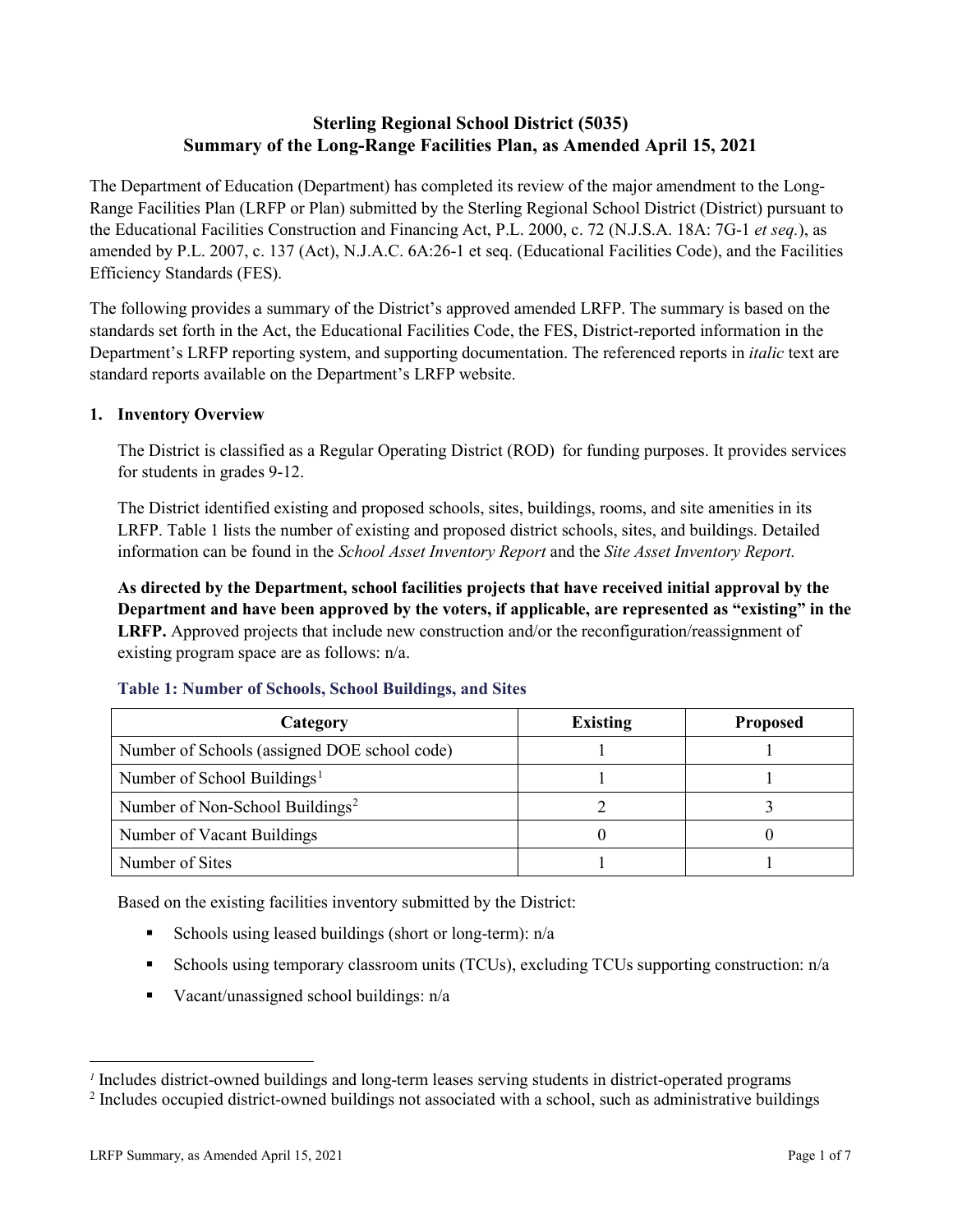# Sterling Regional School District (5035)
# Summary of the Long-Range Facilities Plan, as Amended April 15, 2021

The Department of Education (Department) has completed its review of the major amendment to the Long-Range Facilities Plan (LRFP or Plan) submitted by the Sterling Regional School District (District) pursuant to the Educational Facilities Construction and Financing Act, P.L. 2000, c. 72 (N.J.S.A. 18A: 7G-1 *et seq.*), as amended by P.L. 2007, c. 137 (Act), N.J.A.C. 6A:26-1 et seq. (Educational Facilities Code), and the Facilities Efficiency Standards (FES).

The following provides a summary of the District's approved amended LRFP. The summary is based on the standards set forth in the Act, the Educational Facilities Code, the FES, District-reported information in the Department's LRFP reporting system, and supporting documentation. The referenced reports in *italic* text are standard reports available on the Department's LRFP website.

## 1. Inventory Overview

The District is classified as a Regular Operating District (ROD) for funding purposes. It provides services for students in grades 9-12.

The District identified existing and proposed schools, sites, buildings, rooms, and site amenities in its LRFP. Table 1 lists the number of existing and proposed district schools, sites, and buildings. Detailed information can be found in the *School Asset Inventory Report* and the *Site Asset Inventory Report.*

**As directed by the Department, school facilities projects that have received initial approval by the Department and have been approved by the voters, if applicable, are represented as "existing" in the LRFP.** Approved projects that include new construction and/or the reconfiguration/reassignment of existing program space are as follows: n/a.

### Table 1: Number of Schools, School Buildings, and Sites

| Category | Existing | Proposed |
|---|---|---|
| Number of Schools (assigned DOE school code) | 1 | 1 |
| Number of School Buildings[1] | 1 | 1 |
| Number of Non-School Buildings[2] | 2 | 3 |
| Number of Vacant Buildings | 0 | 0 |
| Number of Sites | 1 | 1 |

Based on the existing facilities inventory submitted by the District:

- Schools using leased buildings (short or long-term): n/a
- Schools using temporary classroom units (TCUs), excluding TCUs supporting construction: n/a
- Vacant/unassigned school buildings: n/a

[1] Includes district-owned buildings and long-term leases serving students in district-operated programs
[2] Includes occupied district-owned buildings not associated with a school, such as administrative buildings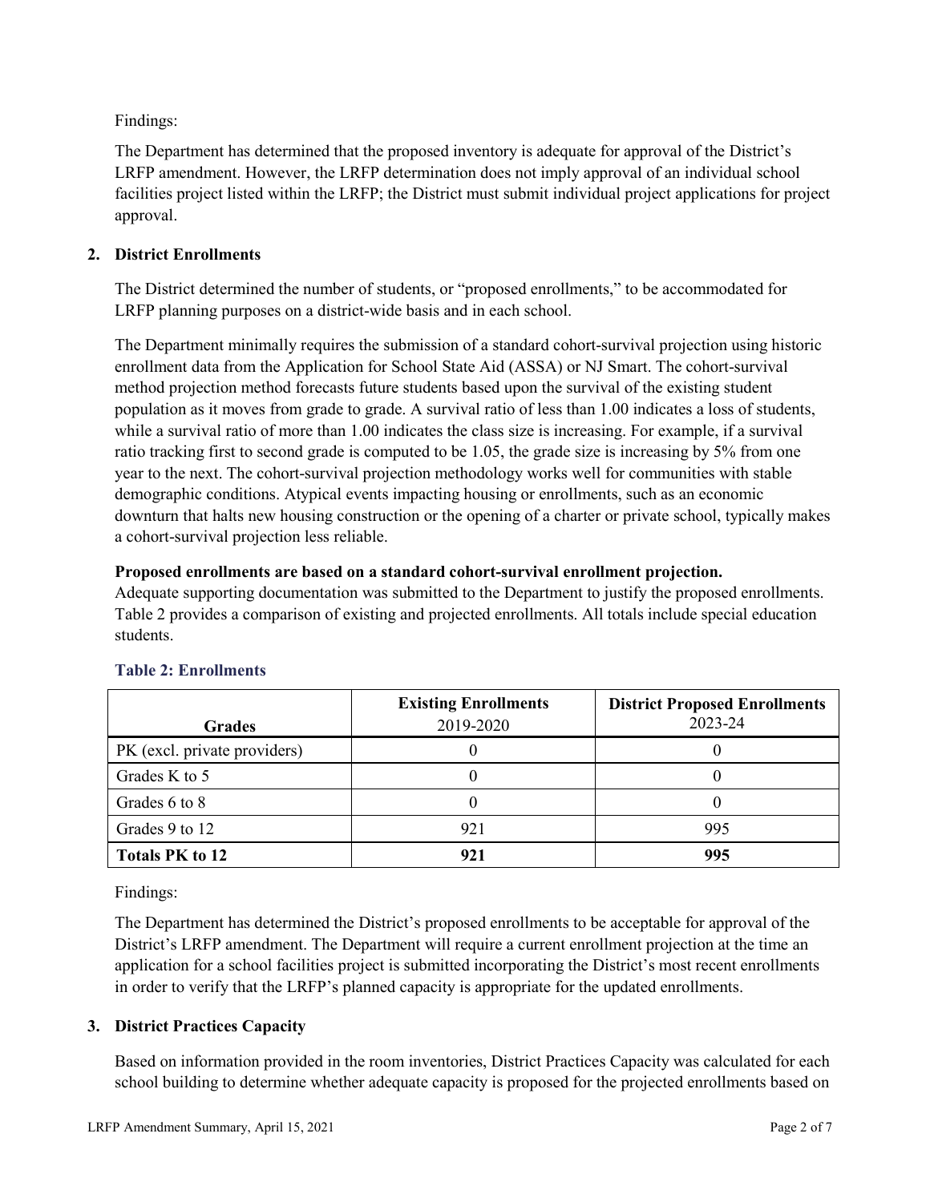Findings:

The Department has determined that the proposed inventory is adequate for approval of the District's LRFP amendment. However, the LRFP determination does not imply approval of an individual school facilities project listed within the LRFP; the District must submit individual project applications for project approval.

## 2. District Enrollments

The District determined the number of students, or "proposed enrollments," to be accommodated for LRFP planning purposes on a district-wide basis and in each school.

The Department minimally requires the submission of a standard cohort-survival projection using historic enrollment data from the Application for School State Aid (ASSA) or NJ Smart. The cohort-survival method projection method forecasts future students based upon the survival of the existing student population as it moves from grade to grade. A survival ratio of less than 1.00 indicates a loss of students, while a survival ratio of more than 1.00 indicates the class size is increasing. For example, if a survival ratio tracking first to second grade is computed to be 1.05, the grade size is increasing by 5% from one year to the next. The cohort-survival projection methodology works well for communities with stable demographic conditions. Atypical events impacting housing or enrollments, such as an economic downturn that halts new housing construction or the opening of a charter or private school, typically makes a cohort-survival projection less reliable.

**Proposed enrollments are based on a standard cohort-survival enrollment projection.**
Adequate supporting documentation was submitted to the Department to justify the proposed enrollments. Table 2 provides a comparison of existing and projected enrollments. All totals include special education students.

**Table 2: Enrollments**

| Grades | **Existing Enrollments** 2019-2020 | **District Proposed Enrollments** 2023-24 |
|---|---|---|
| PK (excl. private providers) | 0 | 0 |
| Grades K to 5 | 0 | 0 |
| Grades 6 to 8 | 0 | 0 |
| Grades 9 to 12 | 921 | 995 |
| **Totals PK to 12** | **921** | **995** |

Findings:

The Department has determined the District's proposed enrollments to be acceptable for approval of the District's LRFP amendment. The Department will require a current enrollment projection at the time an application for a school facilities project is submitted incorporating the District's most recent enrollments in order to verify that the LRFP's planned capacity is appropriate for the updated enrollments.

## 3. District Practices Capacity

Based on information provided in the room inventories, District Practices Capacity was calculated for each school building to determine whether adequate capacity is proposed for the projected enrollments based on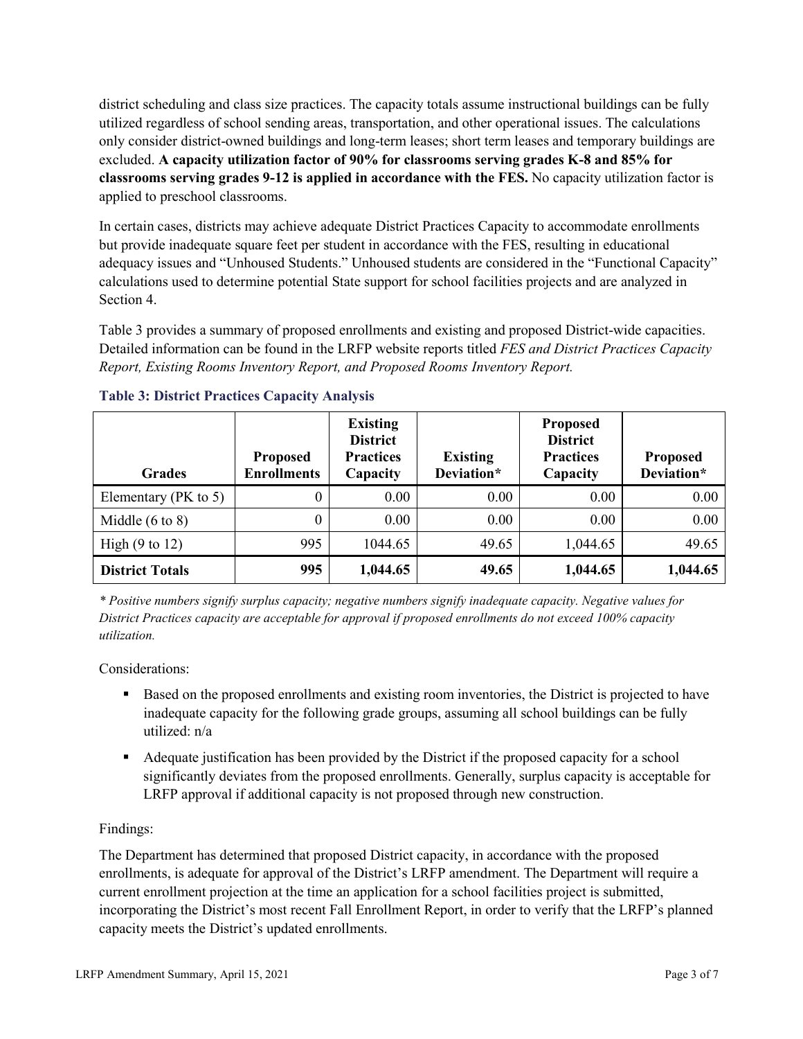district scheduling and class size practices. The capacity totals assume instructional buildings can be fully utilized regardless of school sending areas, transportation, and other operational issues. The calculations only consider district-owned buildings and long-term leases; short term leases and temporary buildings are excluded. **A capacity utilization factor of 90% for classrooms serving grades K-8 and 85% for classrooms serving grades 9-12 is applied in accordance with the FES.** No capacity utilization factor is applied to preschool classrooms.

In certain cases, districts may achieve adequate District Practices Capacity to accommodate enrollments but provide inadequate square feet per student in accordance with the FES, resulting in educational adequacy issues and "Unhoused Students." Unhoused students are considered in the "Functional Capacity" calculations used to determine potential State support for school facilities projects and are analyzed in Section 4.

Table 3 provides a summary of proposed enrollments and existing and proposed District-wide capacities. Detailed information can be found in the LRFP website reports titled *FES and District Practices Capacity Report, Existing Rooms Inventory Report, and Proposed Rooms Inventory Report.*

### Table 3: District Practices Capacity Analysis

| Grades | Proposed Enrollments | Existing District Practices Capacity | Existing Deviation* | Proposed District Practices Capacity | Proposed Deviation* |
|---|---|---|---|---|---|
| Elementary (PK to 5) | 0 | 0.00 | 0.00 | 0.00 | 0.00 |
| Middle (6 to 8) | 0 | 0.00 | 0.00 | 0.00 | 0.00 |
| High (9 to 12) | 995 | 1044.65 | 49.65 | 1,044.65 | 49.65 |
| **District Totals** | **995** | **1,044.65** | **49.65** | **1,044.65** | **1,044.65** |

*\* Positive numbers signify surplus capacity; negative numbers signify inadequate capacity. Negative values for District Practices capacity are acceptable for approval if proposed enrollments do not exceed 100% capacity utilization.*

Considerations:

- Based on the proposed enrollments and existing room inventories, the District is projected to have inadequate capacity for the following grade groups, assuming all school buildings can be fully utilized: n/a
- Adequate justification has been provided by the District if the proposed capacity for a school significantly deviates from the proposed enrollments. Generally, surplus capacity is acceptable for LRFP approval if additional capacity is not proposed through new construction.

Findings:

The Department has determined that proposed District capacity, in accordance with the proposed enrollments, is adequate for approval of the District's LRFP amendment. The Department will require a current enrollment projection at the time an application for a school facilities project is submitted, incorporating the District's most recent Fall Enrollment Report, in order to verify that the LRFP's planned capacity meets the District's updated enrollments.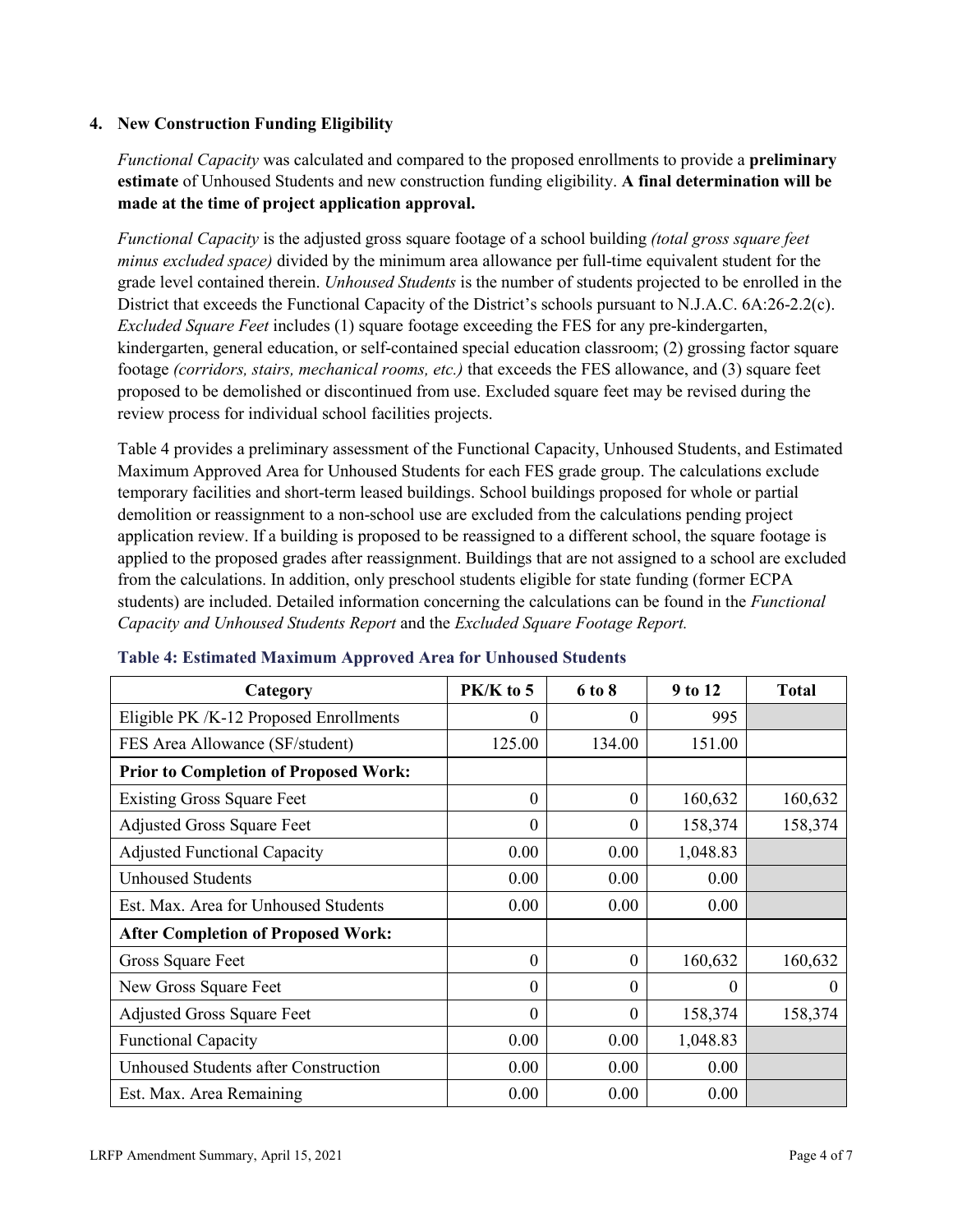### 4. New Construction Funding Eligibility

*Functional Capacity* was calculated and compared to the proposed enrollments to provide a **preliminary estimate** of Unhoused Students and new construction funding eligibility. **A final determination will be made at the time of project application approval.**

*Functional Capacity* is the adjusted gross square footage of a school building *(total gross square feet minus excluded space)* divided by the minimum area allowance per full-time equivalent student for the grade level contained therein. *Unhoused Students* is the number of students projected to be enrolled in the District that exceeds the Functional Capacity of the District's schools pursuant to N.J.A.C. 6A:26-2.2(c). *Excluded Square Feet* includes (1) square footage exceeding the FES for any pre-kindergarten, kindergarten, general education, or self-contained special education classroom; (2) grossing factor square footage *(corridors, stairs, mechanical rooms, etc.)* that exceeds the FES allowance, and (3) square feet proposed to be demolished or discontinued from use. Excluded square feet may be revised during the review process for individual school facilities projects.

Table 4 provides a preliminary assessment of the Functional Capacity, Unhoused Students, and Estimated Maximum Approved Area for Unhoused Students for each FES grade group. The calculations exclude temporary facilities and short-term leased buildings. School buildings proposed for whole or partial demolition or reassignment to a non-school use are excluded from the calculations pending project application review. If a building is proposed to be reassigned to a different school, the square footage is applied to the proposed grades after reassignment. Buildings that are not assigned to a school are excluded from the calculations. In addition, only preschool students eligible for state funding (former ECPA students) are included. Detailed information concerning the calculations can be found in the *Functional Capacity and Unhoused Students Report* and the *Excluded Square Footage Report.*

**Table 4: Estimated Maximum Approved Area for Unhoused Students**

| Category | PK/K to 5 | 6 to 8 | 9 to 12 | Total |
|---|---|---|---|---|
| Eligible PK /K-12 Proposed Enrollments | 0 | 0 | 995 | |
| FES Area Allowance (SF/student) | 125.00 | 134.00 | 151.00 | |
| **Prior to Completion of Proposed Work:** | | | | |
| Existing Gross Square Feet | 0 | 0 | 160,632 | 160,632 |
| Adjusted Gross Square Feet | 0 | 0 | 158,374 | 158,374 |
| Adjusted Functional Capacity | 0.00 | 0.00 | 1,048.83 | |
| Unhoused Students | 0.00 | 0.00 | 0.00 | |
| Est. Max. Area for Unhoused Students | 0.00 | 0.00 | 0.00 | |
| **After Completion of Proposed Work:** | | | | |
| Gross Square Feet | 0 | 0 | 160,632 | 160,632 |
| New Gross Square Feet | 0 | 0 | 0 | 0 |
| Adjusted Gross Square Feet | 0 | 0 | 158,374 | 158,374 |
| Functional Capacity | 0.00 | 0.00 | 1,048.83 | |
| Unhoused Students after Construction | 0.00 | 0.00 | 0.00 | |
| Est. Max. Area Remaining | 0.00 | 0.00 | 0.00 | |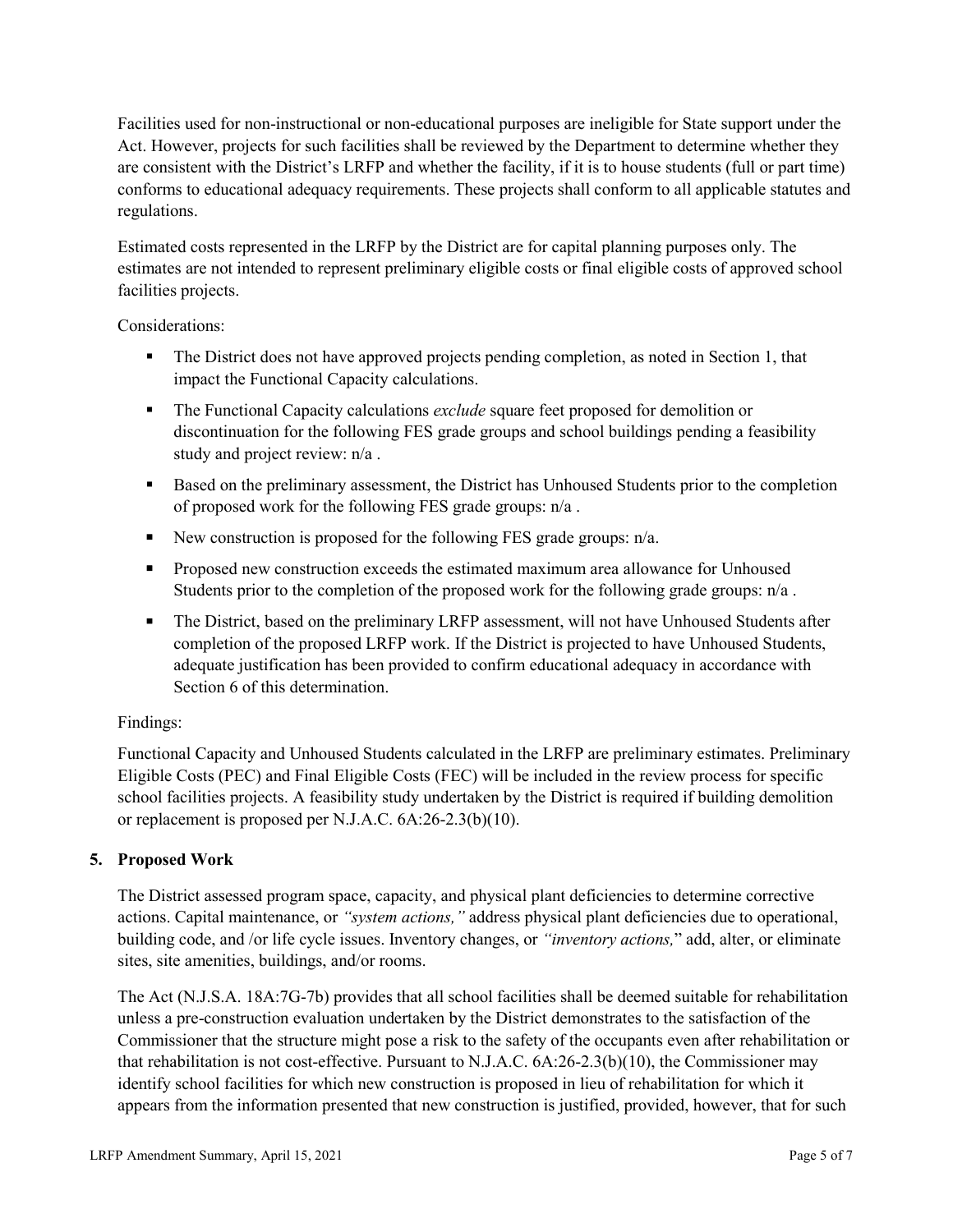Facilities used for non-instructional or non-educational purposes are ineligible for State support under the Act. However, projects for such facilities shall be reviewed by the Department to determine whether they are consistent with the District's LRFP and whether the facility, if it is to house students (full or part time) conforms to educational adequacy requirements. These projects shall conform to all applicable statutes and regulations.

Estimated costs represented in the LRFP by the District are for capital planning purposes only. The estimates are not intended to represent preliminary eligible costs or final eligible costs of approved school facilities projects.

Considerations:

- The District does not have approved projects pending completion, as noted in Section 1, that impact the Functional Capacity calculations.
- The Functional Capacity calculations *exclude* square feet proposed for demolition or discontinuation for the following FES grade groups and school buildings pending a feasibility study and project review: n/a .
- Based on the preliminary assessment, the District has Unhoused Students prior to the completion of proposed work for the following FES grade groups: n/a .
- New construction is proposed for the following FES grade groups: n/a.
- Proposed new construction exceeds the estimated maximum area allowance for Unhoused Students prior to the completion of the proposed work for the following grade groups: n/a .
- The District, based on the preliminary LRFP assessment, will not have Unhoused Students after completion of the proposed LRFP work. If the District is projected to have Unhoused Students, adequate justification has been provided to confirm educational adequacy in accordance with Section 6 of this determination.

Findings:

Functional Capacity and Unhoused Students calculated in the LRFP are preliminary estimates. Preliminary Eligible Costs (PEC) and Final Eligible Costs (FEC) will be included in the review process for specific school facilities projects. A feasibility study undertaken by the District is required if building demolition or replacement is proposed per N.J.A.C. 6A:26-2.3(b)(10).

## 5. Proposed Work

The District assessed program space, capacity, and physical plant deficiencies to determine corrective actions. Capital maintenance, or *"system actions,"* address physical plant deficiencies due to operational, building code, and /or life cycle issues. Inventory changes, or *"inventory actions,"* add, alter, or eliminate sites, site amenities, buildings, and/or rooms.

The Act (N.J.S.A. 18A:7G-7b) provides that all school facilities shall be deemed suitable for rehabilitation unless a pre-construction evaluation undertaken by the District demonstrates to the satisfaction of the Commissioner that the structure might pose a risk to the safety of the occupants even after rehabilitation or that rehabilitation is not cost-effective. Pursuant to N.J.A.C. 6A:26-2.3(b)(10), the Commissioner may identify school facilities for which new construction is proposed in lieu of rehabilitation for which it appears from the information presented that new construction is justified, provided, however, that for such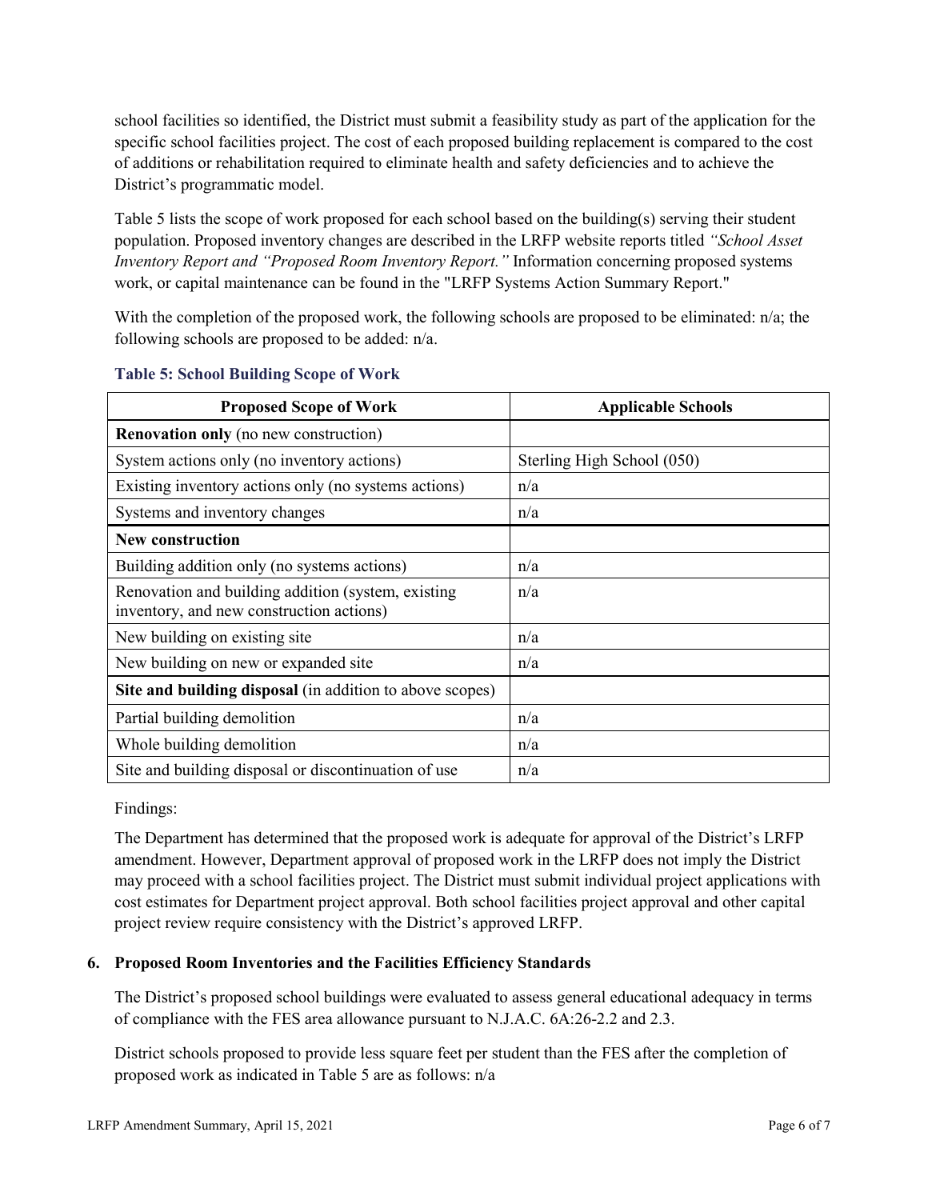school facilities so identified, the District must submit a feasibility study as part of the application for the specific school facilities project. The cost of each proposed building replacement is compared to the cost of additions or rehabilitation required to eliminate health and safety deficiencies and to achieve the District's programmatic model.

Table 5 lists the scope of work proposed for each school based on the building(s) serving their student population. Proposed inventory changes are described in the LRFP website reports titled *"School Asset Inventory Report and "Proposed Room Inventory Report."* Information concerning proposed systems work, or capital maintenance can be found in the "LRFP Systems Action Summary Report."

With the completion of the proposed work, the following schools are proposed to be eliminated: n/a; the following schools are proposed to be added: n/a.

**Table 5: School Building Scope of Work**

| Proposed Scope of Work | Applicable Schools |
|---|---|
| **Renovation only** (no new construction) | |
| System actions only (no inventory actions) | Sterling High School (050) |
| Existing inventory actions only (no systems actions) | n/a |
| Systems and inventory changes | n/a |
| **New construction** | |
| Building addition only (no systems actions) | n/a |
| Renovation and building addition (system, existing inventory, and new construction actions) | n/a |
| New building on existing site | n/a |
| New building on new or expanded site | n/a |
| **Site and building disposal** (in addition to above scopes) | |
| Partial building demolition | n/a |
| Whole building demolition | n/a |
| Site and building disposal or discontinuation of use | n/a |

Findings:

The Department has determined that the proposed work is adequate for approval of the District's LRFP amendment. However, Department approval of proposed work in the LRFP does not imply the District may proceed with a school facilities project. The District must submit individual project applications with cost estimates for Department project approval. Both school facilities project approval and other capital project review require consistency with the District's approved LRFP.

## 6. Proposed Room Inventories and the Facilities Efficiency Standards

The District's proposed school buildings were evaluated to assess general educational adequacy in terms of compliance with the FES area allowance pursuant to N.J.A.C. 6A:26-2.2 and 2.3.

District schools proposed to provide less square feet per student than the FES after the completion of proposed work as indicated in Table 5 are as follows: n/a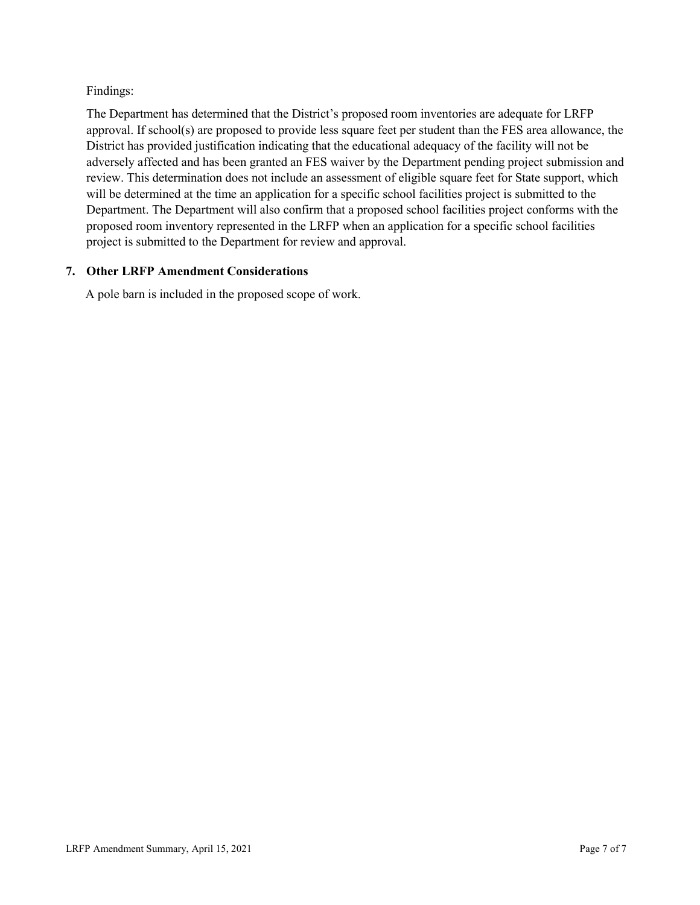Findings:

The Department has determined that the District's proposed room inventories are adequate for LRFP approval. If school(s) are proposed to provide less square feet per student than the FES area allowance, the District has provided justification indicating that the educational adequacy of the facility will not be adversely affected and has been granted an FES waiver by the Department pending project submission and review. This determination does not include an assessment of eligible square feet for State support, which will be determined at the time an application for a specific school facilities project is submitted to the Department. The Department will also confirm that a proposed school facilities project conforms with the proposed room inventory represented in the LRFP when an application for a specific school facilities project is submitted to the Department for review and approval.

## 7. Other LRFP Amendment Considerations

A pole barn is included in the proposed scope of work.